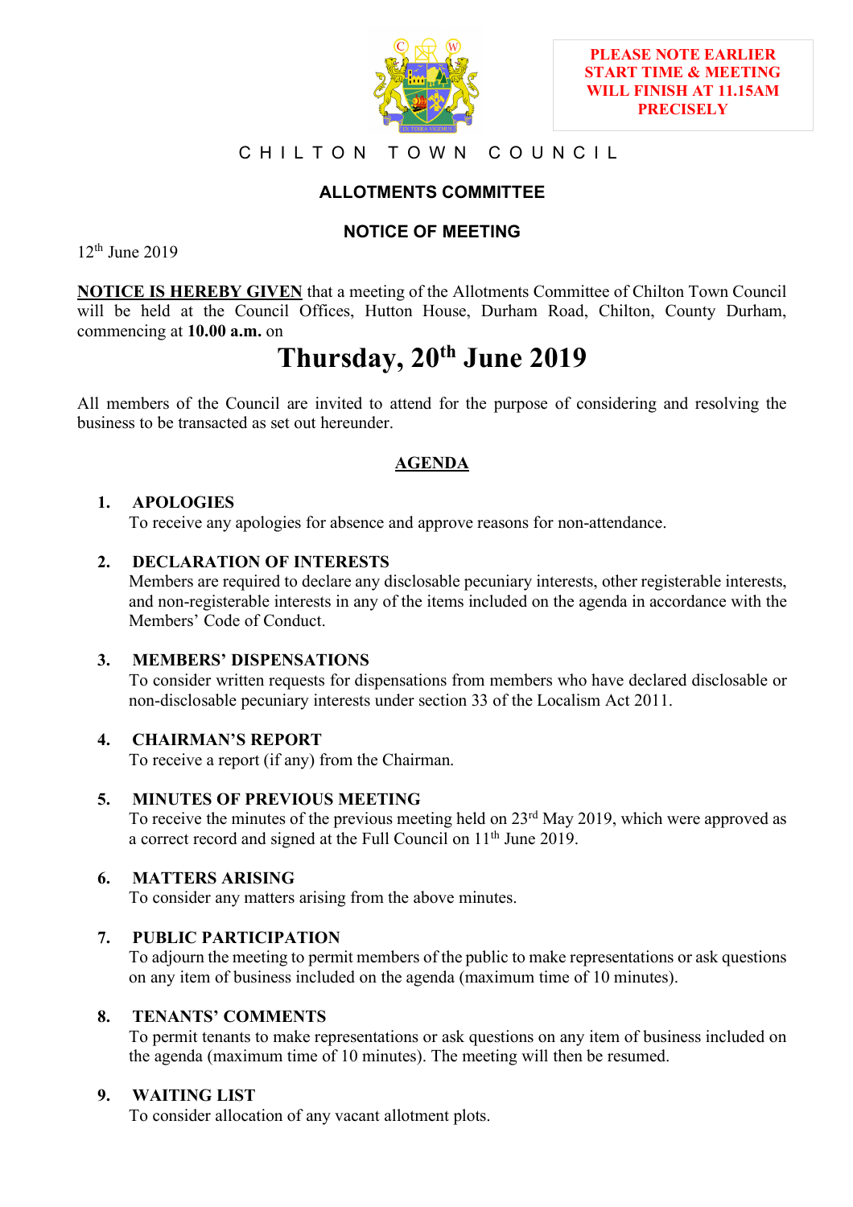**PLEASE NOTE EARLIER START TIME & MEETING WILL FINISH AT 11.15AM PRECISELY**

# CHILTON TOWN COUNCIL

## ALLOTMENTS COMMITTEE

## NOTICE OF MEETING

12th June 2019

**NOTICE IS HEREBY GIVEN** that a meeting of the Allotments Committee of Chilton Town Council will be held at the Council Offices, Hutton House, Durham Road, Chilton, County Durham, commencing at **10.00 a.m.** on

# Thursday, 20th June 2019

All members of the Council are invited to attend for the purpose of considering and resolving the business to be transacted as set out hereunder.

## AGENDA

1. **APOLOGIES**
   To receive any apologies for absence and approve reasons for non-attendance.

2. **DECLARATION OF INTERESTS**
   Members are required to declare any disclosable pecuniary interests, other registerable interests, and non-registerable interests in any of the items included on the agenda in accordance with the Members' Code of Conduct.

3. **MEMBERS' DISPENSATIONS**
   To consider written requests for dispensations from members who have declared disclosable or non-disclosable pecuniary interests under section 33 of the Localism Act 2011.

4. **CHAIRMAN'S REPORT**
   To receive a report (if any) from the Chairman.

5. **MINUTES OF PREVIOUS MEETING**
   To receive the minutes of the previous meeting held on 23rd May 2019, which were approved as a correct record and signed at the Full Council on 11th June 2019.

6. **MATTERS ARISING**
   To consider any matters arising from the above minutes.

7. **PUBLIC PARTICIPATION**
   To adjourn the meeting to permit members of the public to make representations or ask questions on any item of business included on the agenda (maximum time of 10 minutes).

8. **TENANTS' COMMENTS**
   To permit tenants to make representations or ask questions on any item of business included on the agenda (maximum time of 10 minutes). The meeting will then be resumed.

9. **WAITING LIST**
   To consider allocation of any vacant allotment plots.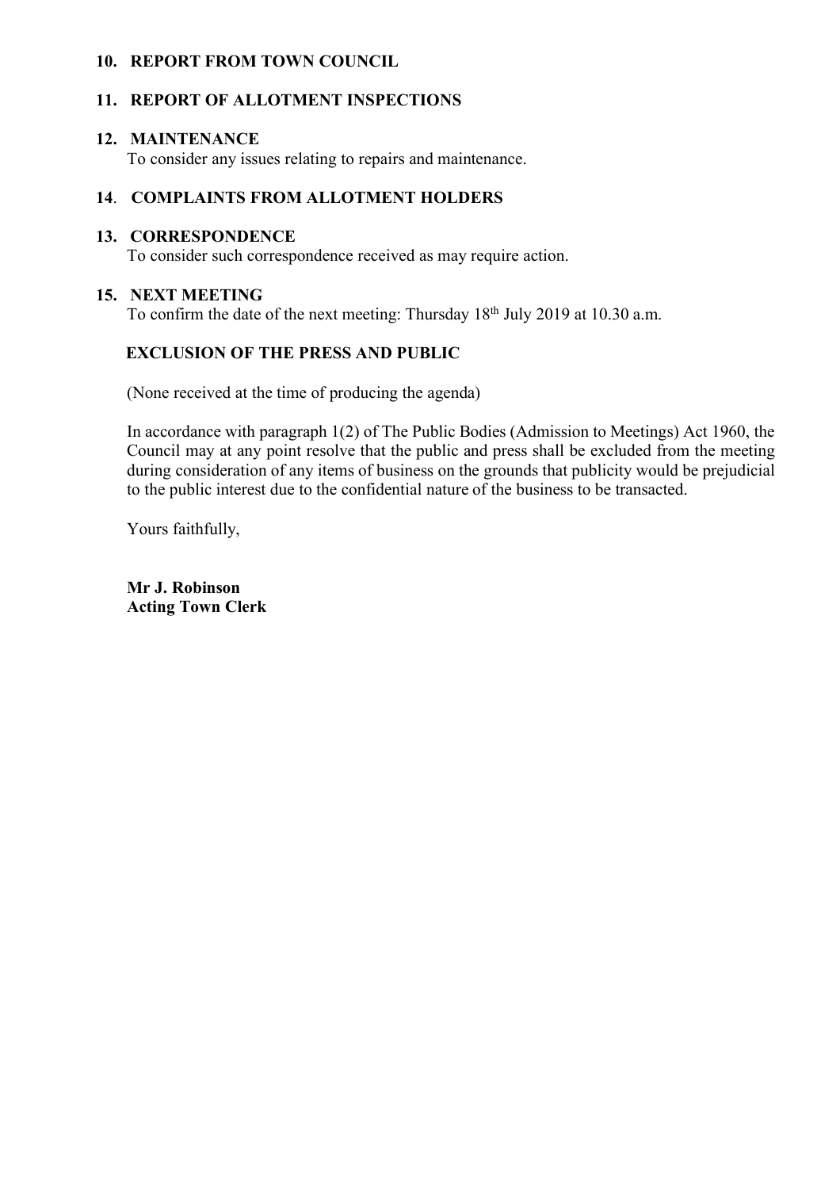**10. REPORT FROM TOWN COUNCIL**

**11. REPORT OF ALLOTMENT INSPECTIONS**

**12. MAINTENANCE**
To consider any issues relating to repairs and maintenance.

**14. COMPLAINTS FROM ALLOTMENT HOLDERS**

**13. CORRESPONDENCE**
To consider such correspondence received as may require action.

**15. NEXT MEETING**
To confirm the date of the next meeting: Thursday 18th July 2019 at 10.30 a.m.

**EXCLUSION OF THE PRESS AND PUBLIC**

(None received at the time of producing the agenda)

In accordance with paragraph 1(2) of The Public Bodies (Admission to Meetings) Act 1960, the Council may at any point resolve that the public and press shall be excluded from the meeting during consideration of any items of business on the grounds that publicity would be prejudicial to the public interest due to the confidential nature of the business to be transacted.

Yours faithfully,

**Mr J. Robinson**
**Acting Town Clerk**